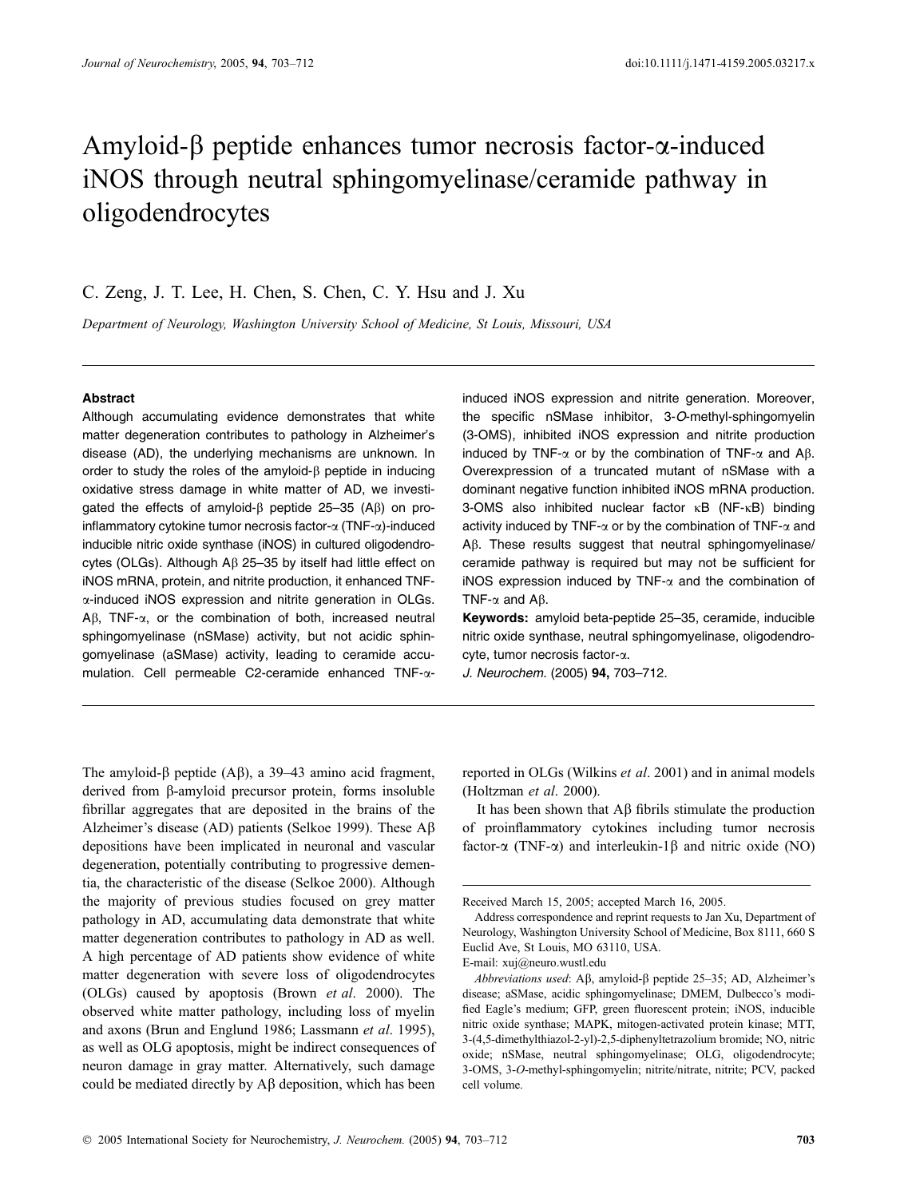# Amyloid-β peptide enhances tumor necrosis factor-α-induced iNOS through neutral sphingomyelinase/ceramide pathway in oligodendrocytes

C. Zeng, J. T. Lee, H. Chen, S. Chen, C. Y. Hsu and J. Xu

*Department of Neurology, Washington University School of Medicine, St Louis, Missouri, USA*

---

### Abstract

Although accumulating evidence demonstrates that white matter degeneration contributes to pathology in Alzheimer's disease (AD), the underlying mechanisms are unknown. In order to study the roles of the amyloid-β peptide in inducing oxidative stress damage in white matter of AD, we investigated the effects of amyloid-β peptide 25–35 (Aβ) on pro-inflammatory cytokine tumor necrosis factor-α (TNF-α)-induced inducible nitric oxide synthase (iNOS) in cultured oligodendrocytes (OLGs). Although Aβ 25–35 by itself had little effect on iNOS mRNA, protein, and nitrite production, it enhanced TNF-α-induced iNOS expression and nitrite generation in OLGs. Aβ, TNF-α, or the combination of both, increased neutral sphingomyelinase (nSMase) activity, but not acidic sphingomyelinase (aSMase) activity, leading to ceramide accumulation. Cell permeable C2-ceramide enhanced TNF-α-induced iNOS expression and nitrite generation. Moreover, the specific nSMase inhibitor, 3-*O*-methyl-sphingomyelin (3-OMS), inhibited iNOS expression and nitrite production induced by TNF-α or by the combination of TNF-α and Aβ. Overexpression of a truncated mutant of nSMase with a dominant negative function inhibited iNOS mRNA production. 3-OMS also inhibited nuclear factor κB (NF-κB) binding activity induced by TNF-α or by the combination of TNF-α and Aβ. These results suggest that neutral sphingomyelinase/ceramide pathway is required but may not be sufficient for iNOS expression induced by TNF-α and the combination of TNF-α and Aβ.

**Keywords:** amyloid beta-peptide 25–35, ceramide, inducible nitric oxide synthase, neutral sphingomyelinase, oligodendrocyte, tumor necrosis factor-α.

*J. Neurochem.* (2005) **94,** 703–712.

---

The amyloid-β peptide (Aβ), a 39–43 amino acid fragment, derived from β-amyloid precursor protein, forms insoluble fibrillar aggregates that are deposited in the brains of the Alzheimer's disease (AD) patients (Selkoe 1999). These Aβ depositions have been implicated in neuronal and vascular degeneration, potentially contributing to progressive dementia, the characteristic of the disease (Selkoe 2000). Although the majority of previous studies focused on grey matter pathology in AD, accumulating data demonstrate that white matter degeneration contributes to pathology in AD as well. A high percentage of AD patients show evidence of white matter degeneration with severe loss of oligodendrocytes (OLGs) caused by apoptosis (Brown *et al*. 2000). The observed white matter pathology, including loss of myelin and axons (Brun and Englund 1986; Lassmann *et al*. 1995), as well as OLG apoptosis, might be indirect consequences of neuron damage in gray matter. Alternatively, such damage could be mediated directly by Aβ deposition, which has been reported in OLGs (Wilkins *et al*. 2001) and in animal models (Holtzman *et al*. 2000).

It has been shown that Aβ fibrils stimulate the production of proinflammatory cytokines including tumor necrosis factor-α (TNF-α) and interleukin-1β and nitric oxide (NO)

---

Received March 15, 2005; accepted March 16, 2005.

Address correspondence and reprint requests to Jan Xu, Department of Neurology, Washington University School of Medicine, Box 8111, 660 S Euclid Ave, St Louis, MO 63110, USA.
E-mail: xuj@neuro.wustl.edu

*Abbreviations used*: Aβ, amyloid-β peptide 25–35; AD, Alzheimer's disease; aSMase, acidic sphingomyelinase; DMEM, Dulbecco's modified Eagle's medium; GFP, green fluorescent protein; iNOS, inducible nitric oxide synthase; MAPK, mitogen-activated protein kinase; MTT, 3-(4,5-dimethylthiazol-2-yl)-2,5-diphenyltetrazolium bromide; NO, nitric oxide; nSMase, neutral sphingomyelinase; OLG, oligodendrocyte; 3-OMS, 3-*O*-methyl-sphingomyelin; nitrite/nitrate, nitrite; PCV, packed cell volume.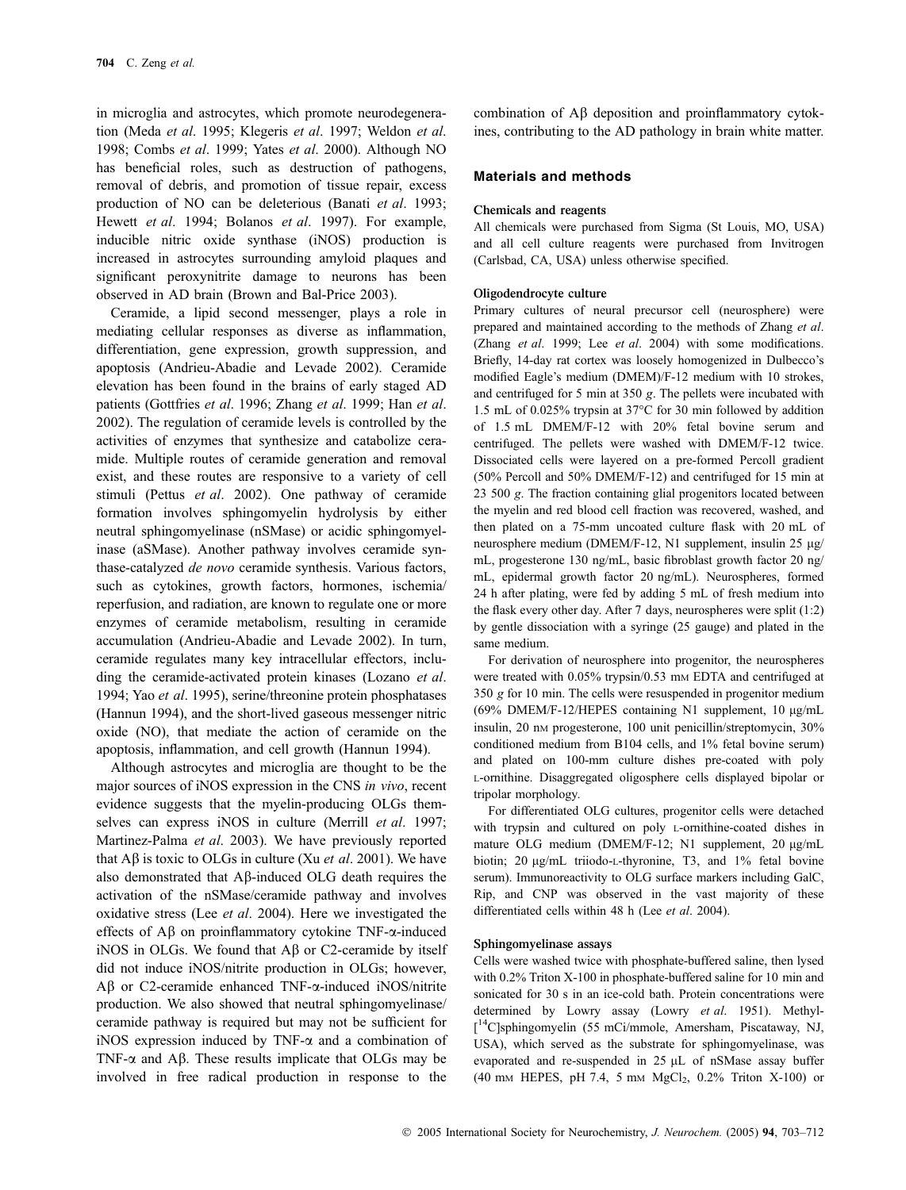in microglia and astrocytes, which promote neurodegeneration (Meda *et al*. 1995; Klegeris *et al*. 1997; Weldon *et al*. 1998; Combs *et al*. 1999; Yates *et al*. 2000). Although NO has beneficial roles, such as destruction of pathogens, removal of debris, and promotion of tissue repair, excess production of NO can be deleterious (Banati *et al*. 1993; Hewett *et al*. 1994; Bolanos *et al*. 1997). For example, inducible nitric oxide synthase (iNOS) production is increased in astrocytes surrounding amyloid plaques and significant peroxynitrite damage to neurons has been observed in AD brain (Brown and Bal-Price 2003).

Ceramide, a lipid second messenger, plays a role in mediating cellular responses as diverse as inflammation, differentiation, gene expression, growth suppression, and apoptosis (Andrieu-Abadie and Levade 2002). Ceramide elevation has been found in the brains of early staged AD patients (Gottfries *et al*. 1996; Zhang *et al*. 1999; Han *et al*. 2002). The regulation of ceramide levels is controlled by the activities of enzymes that synthesize and catabolize ceramide. Multiple routes of ceramide generation and removal exist, and these routes are responsive to a variety of cell stimuli (Pettus *et al*. 2002). One pathway of ceramide formation involves sphingomyelin hydrolysis by either neutral sphingomyelinase (nSMase) or acidic sphingomyelinase (aSMase). Another pathway involves ceramide synthase-catalyzed *de novo* ceramide synthesis. Various factors, such as cytokines, growth factors, hormones, ischemia/reperfusion, and radiation, are known to regulate one or more enzymes of ceramide metabolism, resulting in ceramide accumulation (Andrieu-Abadie and Levade 2002). In turn, ceramide regulates many key intracellular effectors, including the ceramide-activated protein kinases (Lozano *et al*. 1994; Yao *et al*. 1995), serine/threonine protein phosphatases (Hannun 1994), and the short-lived gaseous messenger nitric oxide (NO), that mediate the action of ceramide on the apoptosis, inflammation, and cell growth (Hannun 1994).

Although astrocytes and microglia are thought to be the major sources of iNOS expression in the CNS *in vivo*, recent evidence suggests that the myelin-producing OLGs themselves can express iNOS in culture (Merrill *et al*. 1997; Martinez-Palma *et al*. 2003). We have previously reported that Aβ is toxic to OLGs in culture (Xu *et al*. 2001). We have also demonstrated that Aβ-induced OLG death requires the activation of the nSMase/ceramide pathway and involves oxidative stress (Lee *et al*. 2004). Here we investigated the effects of Aβ on proinflammatory cytokine TNF-α-induced iNOS in OLGs. We found that Aβ or C2-ceramide by itself did not induce iNOS/nitrite production in OLGs; however, Aβ or C2-ceramide enhanced TNF-α-induced iNOS/nitrite production. We also showed that neutral sphingomyelinase/ceramide pathway is required but may not be sufficient for iNOS expression induced by TNF-α and a combination of TNF-α and Aβ. These results implicate that OLGs may be involved in free radical production in response to the combination of Aβ deposition and proinflammatory cytokines, contributing to the AD pathology in brain white matter.

## Materials and methods

### Chemicals and reagents

All chemicals were purchased from Sigma (St Louis, MO, USA) and all cell culture reagents were purchased from Invitrogen (Carlsbad, CA, USA) unless otherwise specified.

### Oligodendrocyte culture

Primary cultures of neural precursor cell (neurosphere) were prepared and maintained according to the methods of Zhang *et al*. (Zhang *et al*. 1999; Lee *et al*. 2004) with some modifications. Briefly, 14-day rat cortex was loosely homogenized in Dulbecco's modified Eagle's medium (DMEM)/F-12 medium with 10 strokes, and centrifuged for 5 min at 350 *g*. The pellets were incubated with 1.5 mL of 0.025% trypsin at 37°C for 30 min followed by addition of 1.5 mL DMEM/F-12 with 20% fetal bovine serum and centrifuged. The pellets were washed with DMEM/F-12 twice. Dissociated cells were layered on a pre-formed Percoll gradient (50% Percoll and 50% DMEM/F-12) and centrifuged for 15 min at 23 500 *g*. The fraction containing glial progenitors located between the myelin and red blood cell fraction was recovered, washed, and then plated on a 75-mm uncoated culture flask with 20 mL of neurosphere medium (DMEM/F-12, N1 supplement, insulin 25 μg/mL, progesterone 130 ng/mL, basic fibroblast growth factor 20 ng/mL, epidermal growth factor 20 ng/mL). Neurospheres, formed 24 h after plating, were fed by adding 5 mL of fresh medium into the flask every other day. After 7 days, neurospheres were split (1:2) by gentle dissociation with a syringe (25 gauge) and plated in the same medium.

For derivation of neurosphere into progenitor, the neurospheres were treated with 0.05% trypsin/0.53 mM EDTA and centrifuged at 350 *g* for 10 min. The cells were resuspended in progenitor medium (69% DMEM/F-12/HEPES containing N1 supplement, 10 μg/mL insulin, 20 nM progesterone, 100 unit penicillin/streptomycin, 30% conditioned medium from B104 cells, and 1% fetal bovine serum) and plated on 100-mm culture dishes pre-coated with poly L-ornithine. Disaggregated oligosphere cells displayed bipolar or tripolar morphology.

For differentiated OLG cultures, progenitor cells were detached with trypsin and cultured on poly L-ornithine-coated dishes in mature OLG medium (DMEM/F-12; N1 supplement, 20 μg/mL biotin; 20 μg/mL triiodo-L-thyronine, T3, and 1% fetal bovine serum). Immunoreactivity to OLG surface markers including GalC, Rip, and CNP was observed in the vast majority of these differentiated cells within 48 h (Lee *et al*. 2004).

### Sphingomyelinase assays

Cells were washed twice with phosphate-buffered saline, then lysed with 0.2% Triton X-100 in phosphate-buffered saline for 10 min and sonicated for 30 s in an ice-cold bath. Protein concentrations were determined by Lowry assay (Lowry *et al*. 1951). Methyl-[$^{14}$C]sphingomyelin (55 mCi/mmole, Amersham, Piscataway, NJ, USA), which served as the substrate for sphingomyelinase, was evaporated and re-suspended in 25 μL of nSMase assay buffer (40 mM HEPES, pH 7.4, 5 mM $MgCl_2$, 0.2% Triton X-100) or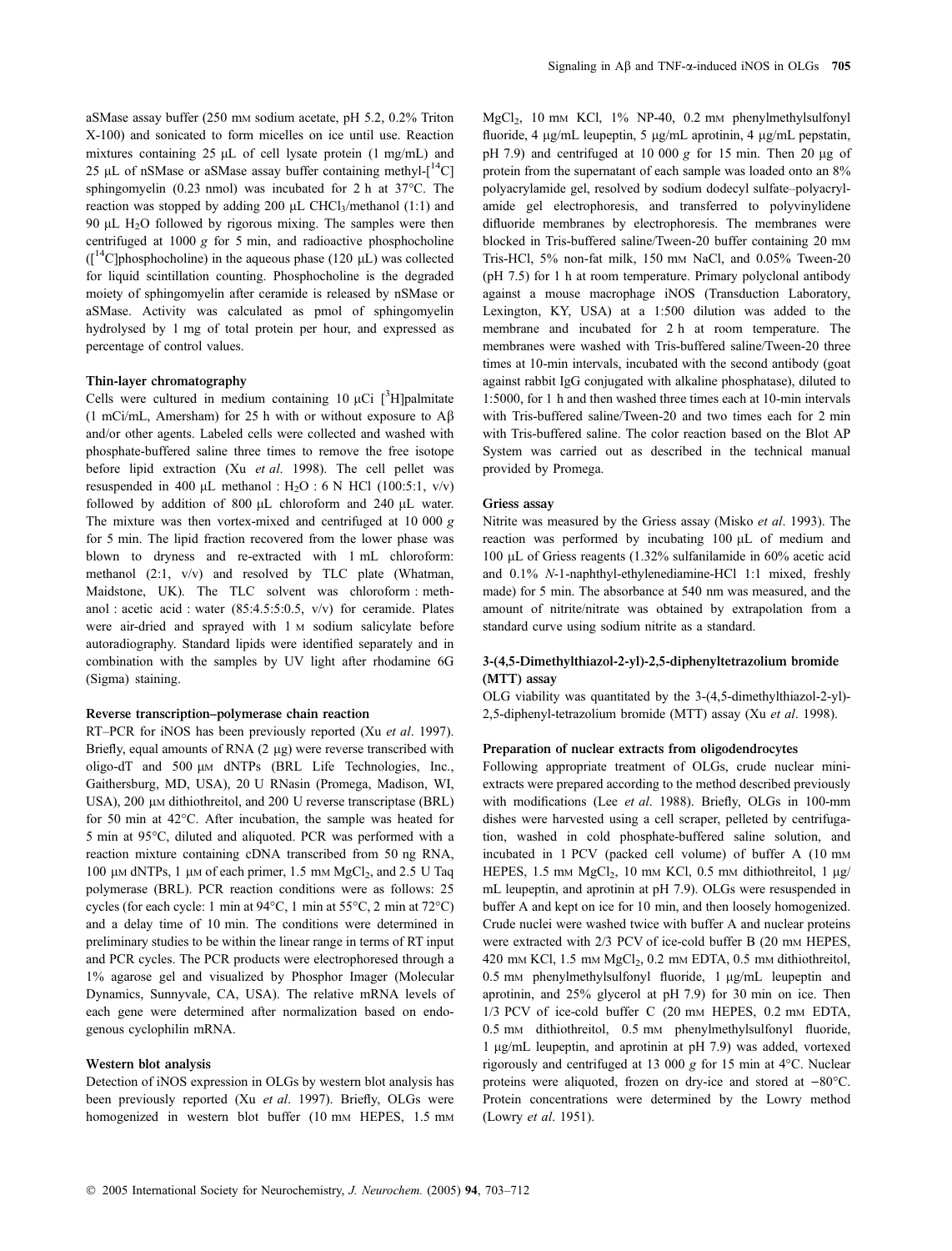aSMase assay buffer (250 mM sodium acetate, pH 5.2, 0.2% Triton X-100) and sonicated to form micelles on ice until use. Reaction mixtures containing 25 μL of cell lysate protein (1 mg/mL) and 25 μL of nSMase or aSMase assay buffer containing methyl-[$^{14}$C] sphingomyelin (0.23 nmol) was incubated for 2 h at 37°C. The reaction was stopped by adding 200 μL $CHCl_3$/methanol (1:1) and 90 μL $H_2O$ followed by rigorous mixing. The samples were then centrifuged at 1000 *g* for 5 min, and radioactive phosphocholine ([$^{14}$C]phosphocholine) in the aqueous phase (120 μL) was collected for liquid scintillation counting. Phosphocholine is the degraded moiety of sphingomyelin after ceramide is released by nSMase or aSMase. Activity was calculated as pmol of sphingomyelin hydrolysed by 1 mg of total protein per hour, and expressed as percentage of control values.

### Thin-layer chromatography

Cells were cultured in medium containing 10 μCi [$^3$H]palmitate (1 mCi/mL, Amersham) for 25 h with or without exposure to Aβ and/or other agents. Labeled cells were collected and washed with phosphate-buffered saline three times to remove the free isotope before lipid extraction (Xu *et al*. 1998). The cell pellet was resuspended in 400 μL methanol : $H_2O$ : 6 N HCl (100:5:1, v/v) followed by addition of 800 μL chloroform and 240 μL water. The mixture was then vortex-mixed and centrifuged at 10 000 *g* for 5 min. The lipid fraction recovered from the lower phase was blown to dryness and re-extracted with 1 mL chloroform: methanol (2:1, v/v) and resolved by TLC plate (Whatman, Maidstone, UK). The TLC solvent was chloroform : methanol : acetic acid : water (85:4.5:5:0.5, v/v) for ceramide. Plates were air-dried and sprayed with 1 M sodium salicylate before autoradiography. Standard lipids were identified separately and in combination with the samples by UV light after rhodamine 6G (Sigma) staining.

### Reverse transcription–polymerase chain reaction

RT–PCR for iNOS has been previously reported (Xu *et al*. 1997). Briefly, equal amounts of RNA (2 μg) were reverse transcribed with oligo-dT and 500 μM dNTPs (BRL Life Technologies, Inc., Gaithersburg, MD, USA), 20 U RNasin (Promega, Madison, WI, USA), 200 μM dithiothreitol, and 200 U reverse transcriptase (BRL) for 50 min at 42°C. After incubation, the sample was heated for 5 min at 95°C, diluted and aliquoted. PCR was performed with a reaction mixture containing cDNA transcribed from 50 ng RNA, 100 μM dNTPs, 1 μM of each primer, 1.5 mM $MgCl_2$, and 2.5 U Taq polymerase (BRL). PCR reaction conditions were as follows: 25 cycles (for each cycle: 1 min at 94°C, 1 min at 55°C, 2 min at 72°C) and a delay time of 10 min. The conditions were determined in preliminary studies to be within the linear range in terms of RT input and PCR cycles. The PCR products were electrophoresed through a 1% agarose gel and visualized by Phosphor Imager (Molecular Dynamics, Sunnyvale, CA, USA). The relative mRNA levels of each gene were determined after normalization based on endogenous cyclophilin mRNA.

### Western blot analysis

Detection of iNOS expression in OLGs by western blot analysis has been previously reported (Xu *et al*. 1997). Briefly, OLGs were homogenized in western blot buffer (10 mM HEPES, 1.5 mM $MgCl_2$, 10 mM KCl, 1% NP-40, 0.2 mM phenylmethylsulfonyl fluoride, 4 μg/mL leupeptin, 5 μg/mL aprotinin, 4 μg/mL pepstatin, pH 7.9) and centrifuged at 10 000 *g* for 15 min. Then 20 μg of protein from the supernatant of each sample was loaded onto an 8% polyacrylamide gel, resolved by sodium dodecyl sulfate–polyacrylamide gel electrophoresis, and transferred to polyvinylidene difluoride membranes by electrophoresis. The membranes were blocked in Tris-buffered saline/Tween-20 buffer containing 20 mM Tris-HCl, 5% non-fat milk, 150 mM NaCl, and 0.05% Tween-20 (pH 7.5) for 1 h at room temperature. Primary polyclonal antibody against a mouse macrophage iNOS (Transduction Laboratory, Lexington, KY, USA) at a 1:500 dilution was added to the membrane and incubated for 2 h at room temperature. The membranes were washed with Tris-buffered saline/Tween-20 three times at 10-min intervals, incubated with the second antibody (goat against rabbit IgG conjugated with alkaline phosphatase), diluted to 1:5000, for 1 h and then washed three times each at 10-min intervals with Tris-buffered saline/Tween-20 and two times each for 2 min with Tris-buffered saline. The color reaction based on the Blot AP System was carried out as described in the technical manual provided by Promega.

### Griess assay

Nitrite was measured by the Griess assay (Misko *et al*. 1993). The reaction was performed by incubating 100 μL of medium and 100 μL of Griess reagents (1.32% sulfanilamide in 60% acetic acid and 0.1% *N*-1-naphthyl-ethylenediamine-HCl 1:1 mixed, freshly made) for 5 min. The absorbance at 540 nm was measured, and the amount of nitrite/nitrate was obtained by extrapolation from a standard curve using sodium nitrite as a standard.

### 3-(4,5-Dimethylthiazol-2-yl)-2,5-diphenyltetrazolium bromide (MTT) assay

OLG viability was quantitated by the 3-(4,5-dimethylthiazol-2-yl)-2,5-diphenyl-tetrazolium bromide (MTT) assay (Xu *et al*. 1998).

### Preparation of nuclear extracts from oligodendrocytes

Following appropriate treatment of OLGs, crude nuclear mini-extracts were prepared according to the method described previously with modifications (Lee *et al*. 1988). Briefly, OLGs in 100-mm dishes were harvested using a cell scraper, pelleted by centrifugation, washed in cold phosphate-buffered saline solution, and incubated in 1 PCV (packed cell volume) of buffer A (10 mM HEPES, 1.5 mM $MgCl_2$, 10 mM KCl, 0.5 mM dithiothreitol, 1 μg/mL leupeptin, and aprotinin at pH 7.9). OLGs were resuspended in buffer A and kept on ice for 10 min, and then loosely homogenized. Crude nuclei were washed twice with buffer A and nuclear proteins were extracted with 2/3 PCV of ice-cold buffer B (20 mM HEPES, 420 mM KCl, 1.5 mM $MgCl_2$, 0.2 mM EDTA, 0.5 mM dithiothreitol, 0.5 mM phenylmethylsulfonyl fluoride, 1 μg/mL leupeptin and aprotinin, and 25% glycerol at pH 7.9) for 30 min on ice. Then 1/3 PCV of ice-cold buffer C (20 mM HEPES, 0.2 mM EDTA, 0.5 mM dithiothreitol, 0.5 mM phenylmethylsulfonyl fluoride, 1 μg/mL leupeptin, and aprotinin at pH 7.9) was added, vortexed rigorously and centrifuged at 13 000 *g* for 15 min at 4°C. Nuclear proteins were aliquoted, frozen on dry-ice and stored at −80°C. Protein concentrations were determined by the Lowry method (Lowry *et al*. 1951).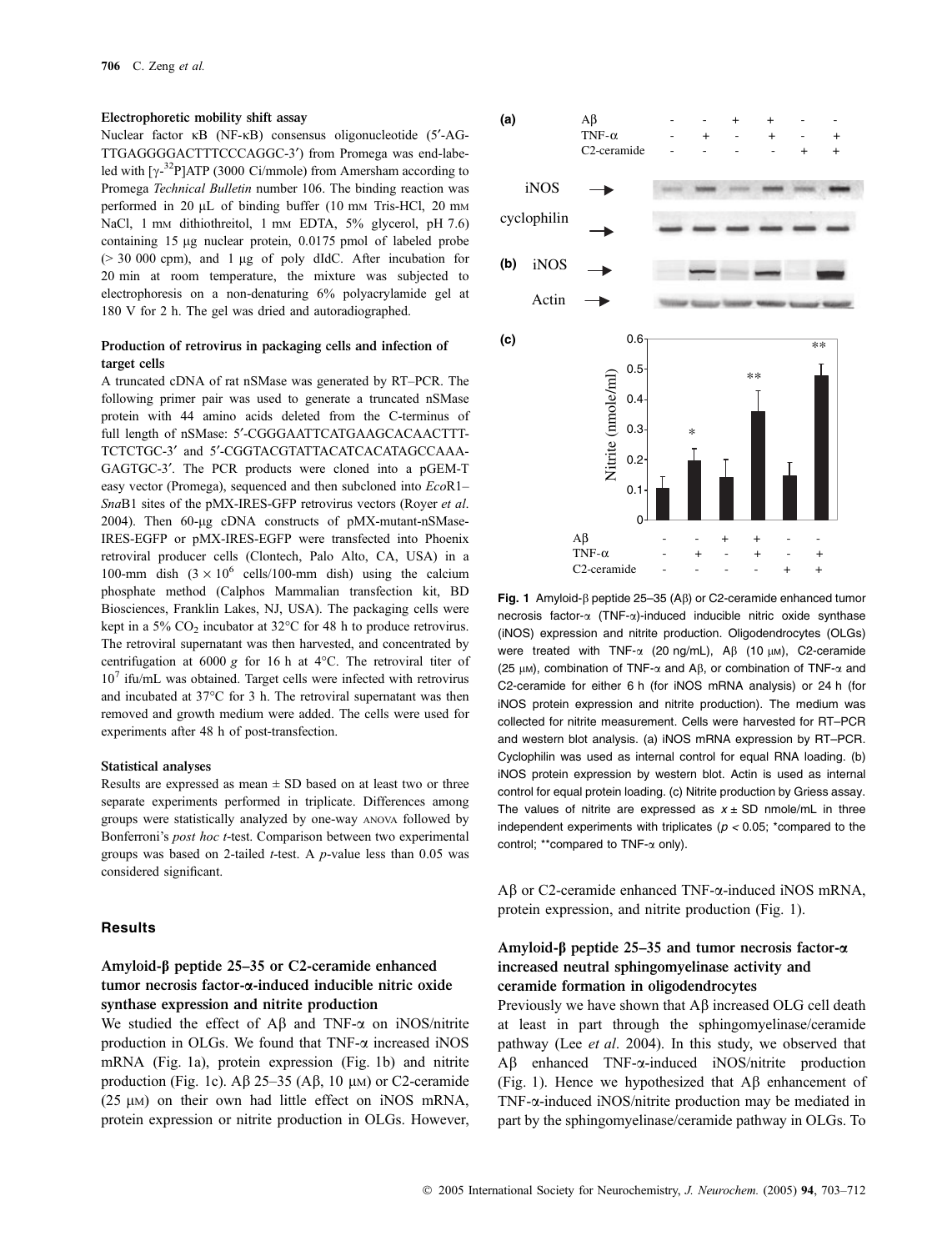#### Electrophoretic mobility shift assay

Nuclear factor κB (NF-κB) consensus oligonucleotide (5′-AGTTGAGGGGACTTTCCCAGGC-3′) from Promega was end-labeled with [γ-$^{32}$P]ATP (3000 Ci/mmole) from Amersham according to Promega *Technical Bulletin* number 106. The binding reaction was performed in 20 μL of binding buffer (10 mM Tris-HCl, 20 mM NaCl, 1 mM dithiothreitol, 1 mM EDTA, 5% glycerol, pH 7.6) containing 15 μg nuclear protein, 0.0175 pmol of labeled probe (> 30 000 cpm), and 1 μg of poly dIdC. After incubation for 20 min at room temperature, the mixture was subjected to electrophoresis on a non-denaturing 6% polyacrylamide gel at 180 V for 2 h. The gel was dried and autoradiographed.

#### Production of retrovirus in packaging cells and infection of target cells

A truncated cDNA of rat nSMase was generated by RT–PCR. The following primer pair was used to generate a truncated nSMase protein with 44 amino acids deleted from the C-terminus of full length of nSMase: 5′-CGGGAATTCATGAAGCACAACTTTTCTCTGC-3′ and 5′-CGGTACGTATTACATCACATAGCCAAAGAGTGC-3′. The PCR products were cloned into a pGEM-T easy vector (Promega), sequenced and then subcloned into *Eco*R1–*Sna*B1 sites of the pMX-IRES-GFP retrovirus vectors (Royer *et al.* 2004). Then 60-μg cDNA constructs of pMX-mutant-nSMase-IRES-EGFP or pMX-IRES-EGFP were transfected into Phoenix retroviral producer cells (Clontech, Palo Alto, CA, USA) in a 100-mm dish ($3 \times 10^6$ cells/100-mm dish) using the calcium phosphate method (Calphos Mammalian transfection kit, BD Biosciences, Franklin Lakes, NJ, USA). The packaging cells were kept in a 5% $CO_2$ incubator at 32°C for 48 h to produce retrovirus. The retroviral supernatant was then harvested, and concentrated by centrifugation at 6000 *g* for 16 h at 4°C. The retroviral titer of $10^7$ ifu/mL was obtained. Target cells were infected with retrovirus and incubated at 37°C for 3 h. The retroviral supernatant was then removed and growth medium were added. The cells were used for experiments after 48 h of post-transfection.

#### Statistical analyses

Results are expressed as mean ± SD based on at least two or three separate experiments performed in triplicate. Differences among groups were statistically analyzed by one-way ANOVA followed by Bonferroni's *post hoc t*-test. Comparison between two experimental groups was based on 2-tailed *t*-test. A *p*-value less than 0.05 was considered significant.

## Results

### Amyloid-β peptide 25–35 or C2-ceramide enhanced tumor necrosis factor-α-induced inducible nitric oxide synthase expression and nitrite production

We studied the effect of Aβ and TNF-α on iNOS/nitrite production in OLGs. We found that TNF-α increased iNOS mRNA (Fig. 1a), protein expression (Fig. 1b) and nitrite production (Fig. 1c). Aβ 25–35 (Aβ, 10 μM) or C2-ceramide (25 μM) on their own had little effect on iNOS mRNA, protein expression or nitrite production in OLGs. However, Aβ or C2-ceramide enhanced TNF-α-induced iNOS mRNA, protein expression, and nitrite production (Fig. 1).

**Fig. 1** Amyloid-β peptide 25–35 (Aβ) or C2-ceramide enhanced tumor necrosis factor-α (TNF-α)-induced inducible nitric oxide synthase (iNOS) expression and nitrite production. Oligodendrocytes (OLGs) were treated with TNF-α (20 ng/mL), Aβ (10 μM), C2-ceramide (25 μM), combination of TNF-α and Aβ, or combination of TNF-α and C2-ceramide for either 6 h (for iNOS mRNA analysis) or 24 h (for iNOS protein expression and nitrite production). The medium was collected for nitrite measurement. Cells were harvested for RT–PCR and western blot analysis. (a) iNOS mRNA expression by RT–PCR. Cyclophilin was used as internal control for equal RNA loading. (b) iNOS protein expression by western blot. Actin is used as internal control for equal protein loading. (c) Nitrite production by Griess assay. The values of nitrite are expressed as $x \pm$ SD nmole/mL in three independent experiments with triplicates ($p < 0.05$; *compared to the control; **compared to TNF-α only).

### Amyloid-β peptide 25–35 and tumor necrosis factor-α increased neutral sphingomyelinase activity and ceramide formation in oligodendrocytes

Previously we have shown that Aβ increased OLG cell death at least in part through the sphingomyelinase/ceramide pathway (Lee *et al*. 2004). In this study, we observed that Aβ enhanced TNF-α-induced iNOS/nitrite production (Fig. 1). Hence we hypothesized that Aβ enhancement of TNF-α-induced iNOS/nitrite production may be mediated in part by the sphingomyelinase/ceramide pathway in OLGs. To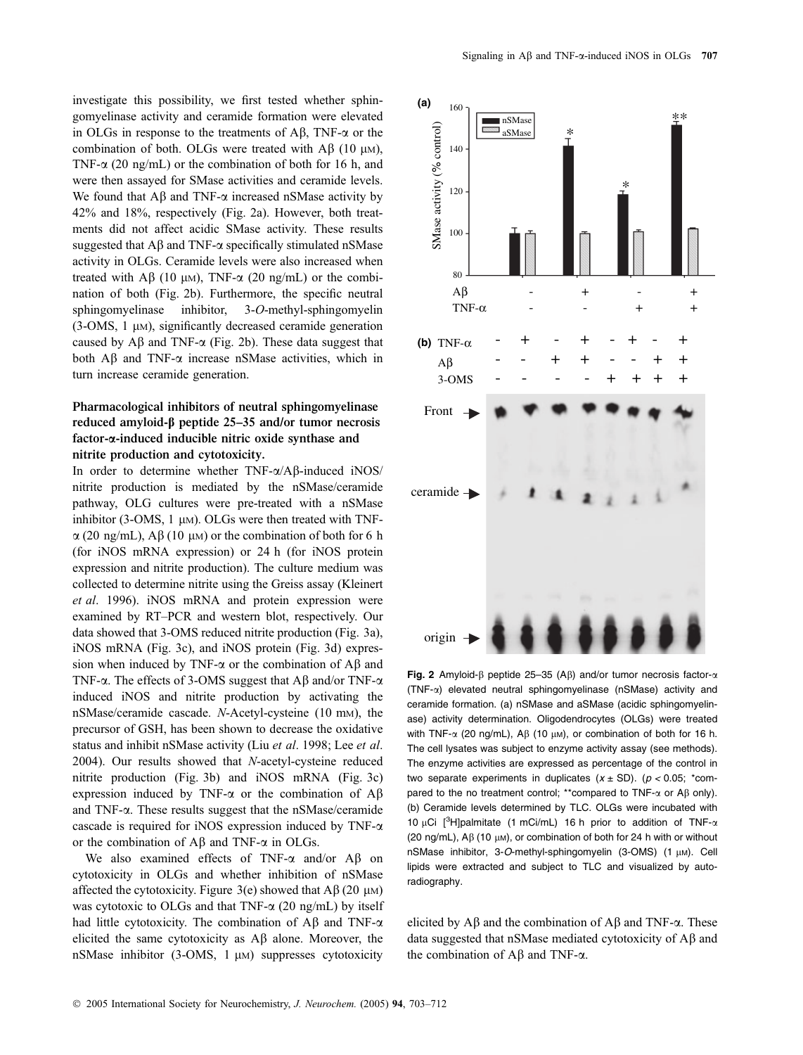investigate this possibility, we first tested whether sphingomyelinase activity and ceramide formation were elevated in OLGs in response to the treatments of Aβ, TNF-α or the combination of both. OLGs were treated with Aβ (10 μM), TNF-α (20 ng/mL) or the combination of both for 16 h, and were then assayed for SMase activities and ceramide levels. We found that Aβ and TNF-α increased nSMase activity by 42% and 18%, respectively (Fig. 2a). However, both treatments did not affect acidic SMase activity. These results suggested that Aβ and TNF-α specifically stimulated nSMase activity in OLGs. Ceramide levels were also increased when treated with Aβ (10 μM), TNF-α (20 ng/mL) or the combination of both (Fig. 2b). Furthermore, the specific neutral sphingomyelinase inhibitor, 3-*O*-methyl-sphingomyelin (3-OMS, 1 μM), significantly decreased ceramide generation caused by Aβ and TNF-α (Fig. 2b). These data suggest that both Aβ and TNF-α increase nSMase activities, which in turn increase ceramide generation.

### Pharmacological inhibitors of neutral sphingomyelinase reduced amyloid-β peptide 25–35 and/or tumor necrosis factor-α-induced inducible nitric oxide synthase and nitrite production and cytotoxicity.

In order to determine whether TNF-α/Aβ-induced iNOS/nitrite production is mediated by the nSMase/ceramide pathway, OLG cultures were pre-treated with a nSMase inhibitor (3-OMS, 1 μM). OLGs were then treated with TNF-α (20 ng/mL), Aβ (10 μM) or the combination of both for 6 h (for iNOS mRNA expression) or 24 h (for iNOS protein expression and nitrite production). The culture medium was collected to determine nitrite using the Greiss assay (Kleinert *et al*. 1996). iNOS mRNA and protein expression were examined by RT–PCR and western blot, respectively. Our data showed that 3-OMS reduced nitrite production (Fig. 3a), iNOS mRNA (Fig. 3c), and iNOS protein (Fig. 3d) expression when induced by TNF-α or the combination of Aβ and TNF-α. The effects of 3-OMS suggest that Aβ and/or TNF-α induced iNOS and nitrite production by activating the nSMase/ceramide cascade. *N*-Acetyl-cysteine (10 mM), the precursor of GSH, has been shown to decrease the oxidative status and inhibit nSMase activity (Liu *et al*. 1998; Lee *et al*. 2004). Our results showed that *N*-acetyl-cysteine reduced nitrite production (Fig. 3b) and iNOS mRNA (Fig. 3c) expression induced by TNF-α or the combination of Aβ and TNF-α. These results suggest that the nSMase/ceramide cascade is required for iNOS expression induced by TNF-α or the combination of Aβ and TNF-α in OLGs.

We also examined effects of TNF-α and/or Aβ on cytotoxicity in OLGs and whether inhibition of nSMase affected the cytotoxicity. Figure 3(e) showed that Aβ (20 μM) was cytotoxic to OLGs and that TNF-α (20 ng/mL) by itself had little cytotoxicity. The combination of Aβ and TNF-α elicited the same cytotoxicity as Aβ alone. Moreover, the nSMase inhibitor (3-OMS, 1 μM) suppresses cytotoxicity elicited by Aβ and the combination of Aβ and TNF-α. These data suggested that nSMase mediated cytotoxicity of Aβ and the combination of Aβ and TNF-α.

**Fig. 2** Amyloid-β peptide 25–35 (Aβ) and/or tumor necrosis factor-α (TNF-α) elevated neutral sphingomyelinase (nSMase) activity and ceramide formation. (a) nSMase and aSMase (acidic sphingomyelinase) activity determination. Oligodendrocytes (OLGs) were treated with TNF-α (20 ng/mL), Aβ (10 μM), or combination of both for 16 h. The cell lysates was subject to enzyme activity assay (see methods). The enzyme activities are expressed as percentage of the control in two separate experiments in duplicates ($x \pm$ SD). ($p < 0.05$; *compared to the no treatment control; **compared to TNF-α or Aβ only). (b) Ceramide levels determined by TLC. OLGs were incubated with 10 μCi [$^3$H]palmitate (1 mCi/mL) 16 h prior to addition of TNF-α (20 ng/mL), Aβ (10 μM), or combination of both for 24 h with or without nSMase inhibitor, 3-*O*-methyl-sphingomyelin (3-OMS) (1 μM). Cell lipids were extracted and subject to TLC and visualized by autoradiography.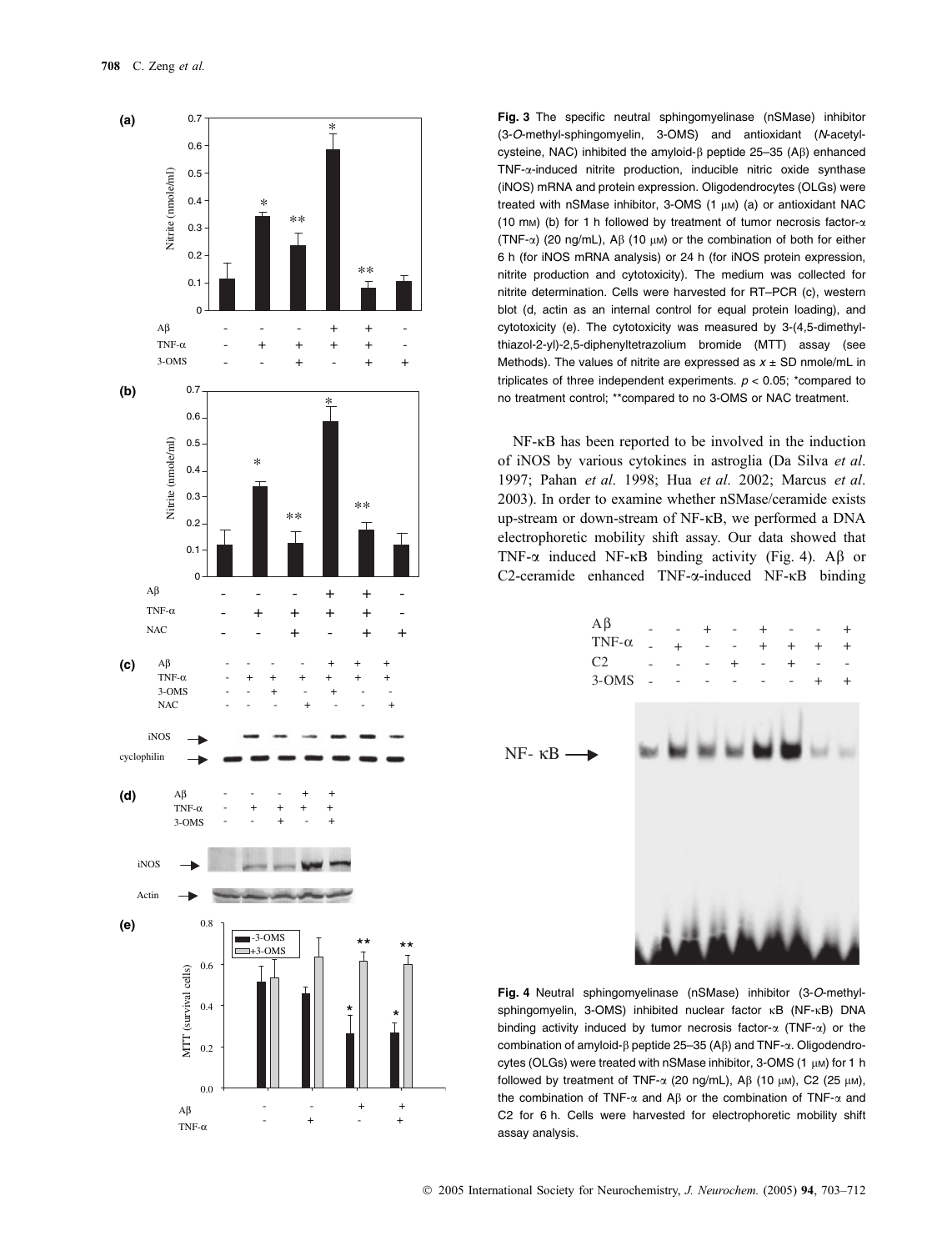**Fig. 3** The specific neutral sphingomyelinase (nSMase) inhibitor (3-*O*-methyl-sphingomyelin, 3-OMS) and antioxidant (*N*-acetyl-cysteine, NAC) inhibited the amyloid-β peptide 25–35 (Aβ) enhanced TNF-α-induced nitrite production, inducible nitric oxide synthase (iNOS) mRNA and protein expression. Oligodendrocytes (OLGs) were treated with nSMase inhibitor, 3-OMS (1 μM) (a) or antioxidant NAC (10 mM) (b) for 1 h followed by treatment of tumor necrosis factor-α (TNF-α) (20 ng/mL), Aβ (10 μM) or the combination of both for either 6 h (for iNOS mRNA analysis) or 24 h (for iNOS protein expression, nitrite production and cytotoxicity). The medium was collected for nitrite determination. Cells were harvested for RT–PCR (c), western blot (d, actin as an internal control for equal protein loading), and cytotoxicity (e). The cytotoxicity was measured by 3-(4,5-dimethyl-thiazol-2-yl)-2,5-diphenyltetrazolium bromide (MTT) assay (see Methods). The values of nitrite are expressed as $x \pm$ SD nmole/mL in triplicates of three independent experiments. $p < 0.05$; *compared to no treatment control; **compared to no 3-OMS or NAC treatment.

NF-κB has been reported to be involved in the induction of iNOS by various cytokines in astroglia (Da Silva *et al*. 1997; Pahan *et al*. 1998; Hua *et al*. 2002; Marcus *et al*. 2003). In order to examine whether nSMase/ceramide exists up-stream or down-stream of NF-κB, we performed a DNA electrophoretic mobility shift assay. Our data showed that TNF-α induced NF-κB binding activity (Fig. 4). Aβ or C2-ceramide enhanced TNF-α-induced NF-κB binding

**Fig. 4** Neutral sphingomyelinase (nSMase) inhibitor (3-*O*-methyl-sphingomyelin, 3-OMS) inhibited nuclear factor κB (NF-κB) DNA binding activity induced by tumor necrosis factor-α (TNF-α) or the combination of amyloid-β peptide 25–35 (Aβ) and TNF-α. Oligodendrocytes (OLGs) were treated with nSMase inhibitor, 3-OMS (1 μM) for 1 h followed by treatment of TNF-α (20 ng/mL), Aβ (10 μM), C2 (25 μM), the combination of TNF-α and Aβ or the combination of TNF-α and C2 for 6 h. Cells were harvested for electrophoretic mobility shift assay analysis.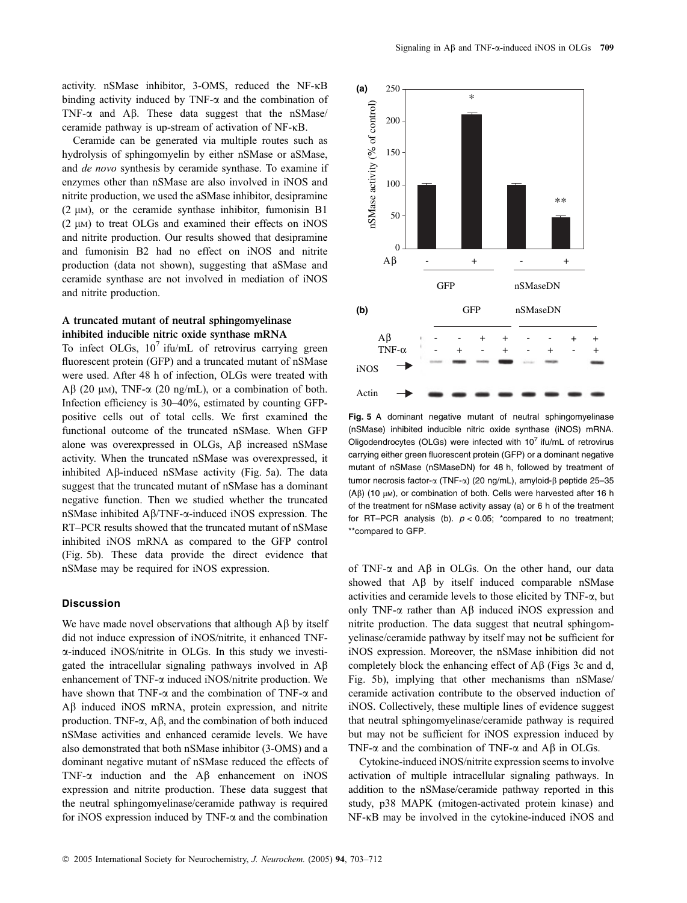activity. nSMase inhibitor, 3-OMS, reduced the NF-κB binding activity induced by TNF-α and the combination of TNF-α and Aβ. These data suggest that the nSMase/ceramide pathway is up-stream of activation of NF-κB.

Ceramide can be generated via multiple routes such as hydrolysis of sphingomyelin by either nSMase or aSMase, and *de novo* synthesis by ceramide synthase. To examine if enzymes other than nSMase are also involved in iNOS and nitrite production, we used the aSMase inhibitor, desipramine (2 μM), or the ceramide synthase inhibitor, fumonisin B1 (2 μM) to treat OLGs and examined their effects on iNOS and nitrite production. Our results showed that desipramine and fumonisin B2 had no effect on iNOS and nitrite production (data not shown), suggesting that aSMase and ceramide synthase are not involved in mediation of iNOS and nitrite production.

### A truncated mutant of neutral sphingomyelinase inhibited inducible nitric oxide synthase mRNA

To infect OLGs, $10^7$ ifu/mL of retrovirus carrying green fluorescent protein (GFP) and a truncated mutant of nSMase were used. After 48 h of infection, OLGs were treated with Aβ (20 μM), TNF-α (20 ng/mL), or a combination of both. Infection efficiency is 30–40%, estimated by counting GFP-positive cells out of total cells. We first examined the functional outcome of the truncated nSMase. When GFP alone was overexpressed in OLGs, Aβ increased nSMase activity. When the truncated nSMase was overexpressed, it inhibited Aβ-induced nSMase activity (Fig. 5a). The data suggest that the truncated mutant of nSMase has a dominant negative function. Then we studied whether the truncated nSMase inhibited Aβ/TNF-α-induced iNOS expression. The RT–PCR results showed that the truncated mutant of nSMase inhibited iNOS mRNA as compared to the GFP control (Fig. 5b). These data provide the direct evidence that nSMase may be required for iNOS expression.

**Fig. 5** A dominant negative mutant of neutral sphingomyelinase (nSMase) inhibited inducible nitric oxide synthase (iNOS) mRNA. Oligodendrocytes (OLGs) were infected with $10^7$ ifu/mL of retrovirus carrying either green fluorescent protein (GFP) or a dominant negative mutant of nSMase (nSMaseDN) for 48 h, followed by treatment of tumor necrosis factor-α (TNF-α) (20 ng/mL), amyloid-β peptide 25–35 (Aβ) (10 μM), or combination of both. Cells were harvested after 16 h of the treatment for nSMase activity assay (a) or 6 h of the treatment for RT–PCR analysis (b). $p < 0.05$; *compared to no treatment; **compared to GFP.

## Discussion

We have made novel observations that although Aβ by itself did not induce expression of iNOS/nitrite, it enhanced TNF-α-induced iNOS/nitrite in OLGs. In this study we investigated the intracellular signaling pathways involved in Aβ enhancement of TNF-α induced iNOS/nitrite production. We have shown that TNF-α and the combination of TNF-α and Aβ induced iNOS mRNA, protein expression, and nitrite production. TNF-α, Aβ, and the combination of both induced nSMase activities and enhanced ceramide levels. We have also demonstrated that both nSMase inhibitor (3-OMS) and a dominant negative mutant of nSMase reduced the effects of TNF-α induction and the Aβ enhancement on iNOS expression and nitrite production. These data suggest that the neutral sphingomyelinase/ceramide pathway is required for iNOS expression induced by TNF-α and the combination of TNF-α and Aβ in OLGs. On the other hand, our data showed that Aβ by itself induced comparable nSMase activities and ceramide levels to those elicited by TNF-α, but only TNF-α rather than Aβ induced iNOS expression and nitrite production. The data suggest that neutral sphingomyelinase/ceramide pathway by itself may not be sufficient for iNOS expression. Moreover, the nSMase inhibition did not completely block the enhancing effect of Aβ (Figs 3c and d, Fig. 5b), implying that other mechanisms than nSMase/ceramide activation contribute to the observed induction of iNOS. Collectively, these multiple lines of evidence suggest that neutral sphingomyelinase/ceramide pathway is required but may not be sufficient for iNOS expression induced by TNF-α and the combination of TNF-α and Aβ in OLGs.

Cytokine-induced iNOS/nitrite expression seems to involve activation of multiple intracellular signaling pathways. In addition to the nSMase/ceramide pathway reported in this study, p38 MAPK (mitogen-activated protein kinase) and NF-κB may be involved in the cytokine-induced iNOS and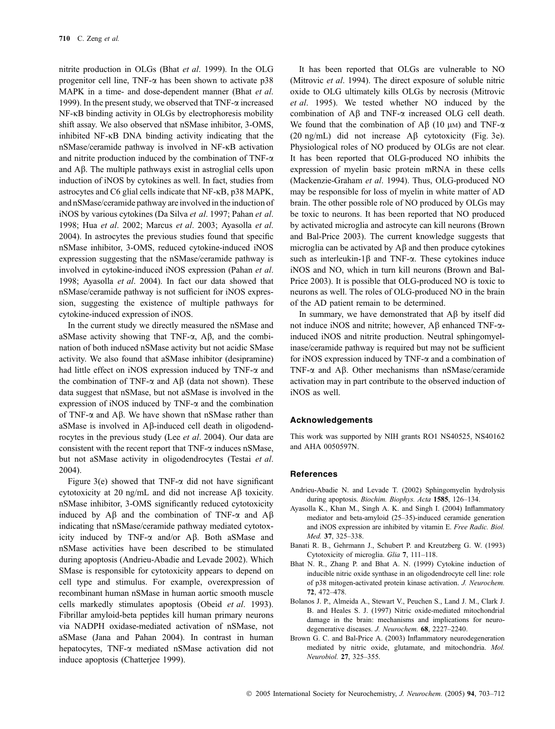nitrite production in OLGs (Bhat *et al*. 1999). In the OLG progenitor cell line, TNF-α has been shown to activate p38 MAPK in a time- and dose-dependent manner (Bhat *et al*. 1999). In the present study, we observed that TNF-α increased NF-κB binding activity in OLGs by electrophoresis mobility shift assay. We also observed that nSMase inhibitor, 3-OMS, inhibited NF-κB DNA binding activity indicating that the nSMase/ceramide pathway is involved in NF-κB activation and nitrite production induced by the combination of TNF-α and Aβ. The multiple pathways exist in astroglial cells upon induction of iNOS by cytokines as well. In fact, studies from astrocytes and C6 glial cells indicate that NF-κB, p38 MAPK, and nSMase/ceramide pathway are involved in the induction of iNOS by various cytokines (Da Silva *et al*. 1997; Pahan *et al*. 1998; Hua *et al*. 2002; Marcus *et al*. 2003; Ayasolla *et al*. 2004). In astrocytes the previous studies found that specific nSMase inhibitor, 3-OMS, reduced cytokine-induced iNOS expression suggesting that the nSMase/ceramide pathway is involved in cytokine-induced iNOS expression (Pahan *et al*. 1998; Ayasolla *et al*. 2004). In fact our data showed that nSMase/ceramide pathway is not sufficient for iNOS expression, suggesting the existence of multiple pathways for cytokine-induced expression of iNOS.

In the current study we directly measured the nSMase and aSMase activity showing that TNF-α, Aβ, and the combination of both induced nSMase activity but not acidic SMase activity. We also found that aSMase inhibitor (desipramine) had little effect on iNOS expression induced by TNF-α and the combination of TNF-α and Aβ (data not shown). These data suggest that nSMase, but not aSMase is involved in the expression of iNOS induced by TNF-α and the combination of TNF-α and Aβ. We have shown that nSMase rather than aSMase is involved in Aβ-induced cell death in oligodendrocytes in the previous study (Lee *et al*. 2004). Our data are consistent with the recent report that TNF-α induces nSMase, but not aSMase activity in oligodendrocytes (Testai *et al*. 2004).

Figure 3(e) showed that TNF-α did not have significant cytotoxicity at 20 ng/mL and did not increase Aβ toxicity. nSMase inhibitor, 3-OMS significantly reduced cytotoxicity induced by Aβ and the combination of TNF-α and Aβ indicating that nSMase/ceramide pathway mediated cytotoxicity induced by TNF-α and/or Aβ. Both aSMase and nSMase activities have been described to be stimulated during apoptosis (Andrieu-Abadie and Levade 2002). Which SMase is responsible for cytotoxicity appears to depend on cell type and stimulus. For example, overexpression of recombinant human nSMase in human aortic smooth muscle cells markedly stimulates apoptosis (Obeid *et al*. 1993). Fibrillar amyloid-beta peptides kill human primary neurons via NADPH oxidase-mediated activation of nSMase, not aSMase (Jana and Pahan 2004). In contrast in human hepatocytes, TNF-α mediated nSMase activation did not induce apoptosis (Chatterjee 1999).

It has been reported that OLGs are vulnerable to NO (Mitrovic *et al*. 1994). The direct exposure of soluble nitric oxide to OLG ultimately kills OLGs by necrosis (Mitrovic *et al*. 1995). We tested whether NO induced by the combination of Aβ and TNF-α increased OLG cell death. We found that the combination of Aβ (10 μM) and TNF-α (20 ng/mL) did not increase Aβ cytotoxicity (Fig. 3e). Physiological roles of NO produced by OLGs are not clear. It has been reported that OLG-produced NO inhibits the expression of myelin basic protein mRNA in these cells (Mackenzie-Graham *et al*. 1994). Thus, OLG-produced NO may be responsible for loss of myelin in white matter of AD brain. The other possible role of NO produced by OLGs may be toxic to neurons. It has been reported that NO produced by activated microglia and astrocyte can kill neurons (Brown and Bal-Price 2003). The current knowledge suggests that microglia can be activated by Aβ and then produce cytokines such as interleukin-1β and TNF-α. These cytokines induce iNOS and NO, which in turn kill neurons (Brown and Bal-Price 2003). It is possible that OLG-produced NO is toxic to neurons as well. The roles of OLG-produced NO in the brain of the AD patient remain to be determined.

In summary, we have demonstrated that Aβ by itself did not induce iNOS and nitrite; however, Aβ enhanced TNF-α-induced iNOS and nitrite production. Neutral sphingomyelinase/ceramide pathway is required but may not be sufficient for iNOS expression induced by TNF-α and a combination of TNF-α and Aβ. Other mechanisms than nSMase/ceramide activation may in part contribute to the observed induction of iNOS as well.

### Acknowledgements

This work was supported by NIH grants RO1 NS40525, NS40162 and AHA 0050597N.

### References

- Andrieu-Abadie N. and Levade T. (2002) Sphingomyelin hydrolysis during apoptosis. *Biochim. Biophys. Acta* **1585**, 126–134.
- Ayasolla K., Khan M., Singh A. K. and Singh I. (2004) Inflammatory mediator and beta-amyloid (25–35)-induced ceramide generation and iNOS expression are inhibited by vitamin E. *Free Radic. Biol. Med.* **37**, 325–338.
- Banati R. B., Gehrmann J., Schubert P. and Kreutzberg G. W. (1993) Cytotoxicity of microglia. *Glia* **7**, 111–118.
- Bhat N. R., Zhang P. and Bhat A. N. (1999) Cytokine induction of inducible nitric oxide synthase in an oligodendrocyte cell line: role of p38 mitogen-activated protein kinase activation. *J. Neurochem.* **72**, 472–478.
- Bolanos J. P., Almeida A., Stewart V., Peuchen S., Land J. M., Clark J. B. and Heales S. J. (1997) Nitric oxide-mediated mitochondrial damage in the brain: mechanisms and implications for neurodegenerative diseases. *J. Neurochem.* **68**, 2227–2240.
- Brown G. C. and Bal-Price A. (2003) Inflammatory neurodegeneration mediated by nitric oxide, glutamate, and mitochondria. *Mol. Neurobiol.* **27**, 325–355.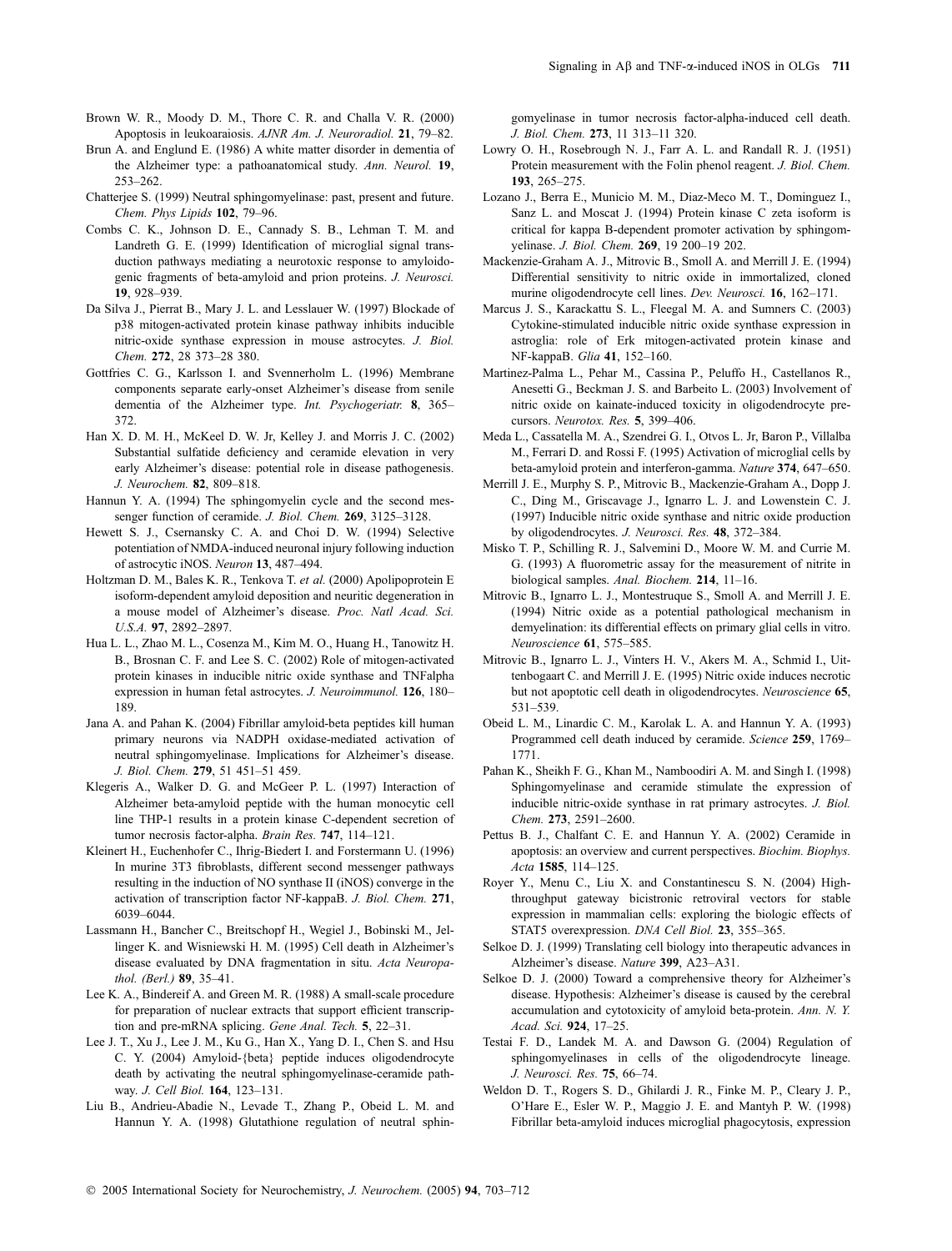Brown W. R., Moody D. M., Thore C. R. and Challa V. R. (2000) Apoptosis in leukoaraiosis. *AJNR Am. J. Neuroradiol.* **21**, 79–82.

Brun A. and Englund E. (1986) A white matter disorder in dementia of the Alzheimer type: a pathoanatomical study. *Ann. Neurol.* **19**, 253–262.

Chatterjee S. (1999) Neutral sphingomyelinase: past, present and future. *Chem. Phys Lipids* **102**, 79–96.

Combs C. K., Johnson D. E., Cannady S. B., Lehman T. M. and Landreth G. E. (1999) Identification of microglial signal transduction pathways mediating a neurotoxic response to amyloidogenic fragments of beta-amyloid and prion proteins. *J. Neurosci.* **19**, 928–939.

Da Silva J., Pierrat B., Mary J. L. and Lesslauer W. (1997) Blockade of p38 mitogen-activated protein kinase pathway inhibits inducible nitric-oxide synthase expression in mouse astrocytes. *J. Biol. Chem.* **272**, 28 373–28 380.

Gottfries C. G., Karlsson I. and Svennerholm L. (1996) Membrane components separate early-onset Alzheimer's disease from senile dementia of the Alzheimer type. *Int. Psychogeriatr.* **8**, 365–372.

Han X. D. M. H., McKeel D. W. Jr, Kelley J. and Morris J. C. (2002) Substantial sulfatide deficiency and ceramide elevation in very early Alzheimer's disease: potential role in disease pathogenesis. *J. Neurochem.* **82**, 809–818.

Hannun Y. A. (1994) The sphingomyelin cycle and the second messenger function of ceramide. *J. Biol. Chem.* **269**, 3125–3128.

Hewett S. J., Csernansky C. A. and Choi D. W. (1994) Selective potentiation of NMDA-induced neuronal injury following induction of astrocytic iNOS. *Neuron* **13**, 487–494.

Holtzman D. M., Bales K. R., Tenkova T. *et al.* (2000) Apolipoprotein E isoform-dependent amyloid deposition and neuritic degeneration in a mouse model of Alzheimer's disease. *Proc. Natl Acad. Sci. U.S.A.* **97**, 2892–2897.

Hua L. L., Zhao M. L., Cosenza M., Kim M. O., Huang H., Tanowitz H. B., Brosnan C. F. and Lee S. C. (2002) Role of mitogen-activated protein kinases in inducible nitric oxide synthase and TNFalpha expression in human fetal astrocytes. *J. Neuroimmunol.* **126**, 180–189.

Jana A. and Pahan K. (2004) Fibrillar amyloid-beta peptides kill human primary neurons via NADPH oxidase-mediated activation of neutral sphingomyelinase. Implications for Alzheimer's disease. *J. Biol. Chem.* **279**, 51 451–51 459.

Klegeris A., Walker D. G. and McGeer P. L. (1997) Interaction of Alzheimer beta-amyloid peptide with the human monocytic cell line THP-1 results in a protein kinase C-dependent secretion of tumor necrosis factor-alpha. *Brain Res.* **747**, 114–121.

Kleinert H., Euchenhofer C., Ihrig-Biedert I. and Forstermann U. (1996) In murine 3T3 fibroblasts, different second messenger pathways resulting in the induction of NO synthase II (iNOS) converge in the activation of transcription factor NF-kappaB. *J. Biol. Chem.* **271**, 6039–6044.

Lassmann H., Bancher C., Breitschopf H., Wegiel J., Bobinski M., Jellinger K. and Wisniewski H. M. (1995) Cell death in Alzheimer's disease evaluated by DNA fragmentation in situ. *Acta Neuropathol. (Berl.)* **89**, 35–41.

Lee K. A., Bindereif A. and Green M. R. (1988) A small-scale procedure for preparation of nuclear extracts that support efficient transcription and pre-mRNA splicing. *Gene Anal. Tech.* **5**, 22–31.

Lee J. T., Xu J., Lee J. M., Ku G., Han X., Yang D. I., Chen S. and Hsu C. Y. (2004) Amyloid-{beta} peptide induces oligodendrocyte death by activating the neutral sphingomyelinase-ceramide pathway. *J. Cell Biol.* **164**, 123–131.

Liu B., Andrieu-Abadie N., Levade T., Zhang P., Obeid L. M. and Hannun Y. A. (1998) Glutathione regulation of neutral sphingomyelinase in tumor necrosis factor-alpha-induced cell death. *J. Biol. Chem.* **273**, 11 313–11 320.

Lowry O. H., Rosebrough N. J., Farr A. L. and Randall R. J. (1951) Protein measurement with the Folin phenol reagent. *J. Biol. Chem.* **193**, 265–275.

Lozano J., Berra E., Municio M. M., Diaz-Meco M. T., Dominguez I., Sanz L. and Moscat J. (1994) Protein kinase C zeta isoform is critical for kappa B-dependent promoter activation by sphingomyelinase. *J. Biol. Chem.* **269**, 19 200–19 202.

Mackenzie-Graham A. J., Mitrovic B., Smoll A. and Merrill J. E. (1994) Differential sensitivity to nitric oxide in immortalized, cloned murine oligodendrocyte cell lines. *Dev. Neurosci.* **16**, 162–171.

Marcus J. S., Karackattu S. L., Fleegal M. A. and Sumners C. (2003) Cytokine-stimulated inducible nitric oxide synthase expression in astroglia: role of Erk mitogen-activated protein kinase and NF-kappaB. *Glia* **41**, 152–160.

Martinez-Palma L., Pehar M., Cassina P., Peluffo H., Castellanos R., Anesetti G., Beckman J. S. and Barbeito L. (2003) Involvement of nitric oxide on kainate-induced toxicity in oligodendrocyte precursors. *Neurotox. Res.* **5**, 399–406.

Meda L., Cassatella M. A., Szendrei G. I., Otvos L. Jr, Baron P., Villalba M., Ferrari D. and Rossi F. (1995) Activation of microglial cells by beta-amyloid protein and interferon-gamma. *Nature* **374**, 647–650.

Merrill J. E., Murphy S. P., Mitrovic B., Mackenzie-Graham A., Dopp J. C., Ding M., Griscavage J., Ignarro L. J. and Lowenstein C. J. (1997) Inducible nitric oxide synthase and nitric oxide production by oligodendrocytes. *J. Neurosci. Res.* **48**, 372–384.

Misko T. P., Schilling R. J., Salvemini D., Moore W. M. and Currie M. G. (1993) A fluorometric assay for the measurement of nitrite in biological samples. *Anal. Biochem.* **214**, 11–16.

Mitrovic B., Ignarro L. J., Montestruque S., Smoll A. and Merrill J. E. (1994) Nitric oxide as a potential pathological mechanism in demyelination: its differential effects on primary glial cells in vitro. *Neuroscience* **61**, 575–585.

Mitrovic B., Ignarro L. J., Vinters H. V., Akers M. A., Schmid I., Uittenbogaart C. and Merrill J. E. (1995) Nitric oxide induces necrotic but not apoptotic cell death in oligodendrocytes. *Neuroscience* **65**, 531–539.

Obeid L. M., Linardic C. M., Karolak L. A. and Hannun Y. A. (1993) Programmed cell death induced by ceramide. *Science* **259**, 1769–1771.

Pahan K., Sheikh F. G., Khan M., Namboodiri A. M. and Singh I. (1998) Sphingomyelinase and ceramide stimulate the expression of inducible nitric-oxide synthase in rat primary astrocytes. *J. Biol. Chem.* **273**, 2591–2600.

Pettus B. J., Chalfant C. E. and Hannun Y. A. (2002) Ceramide in apoptosis: an overview and current perspectives. *Biochim. Biophys. Acta* **1585**, 114–125.

Royer Y., Menu C., Liu X. and Constantinescu S. N. (2004) High-throughput gateway bicistronic retroviral vectors for stable expression in mammalian cells: exploring the biologic effects of STAT5 overexpression. *DNA Cell Biol.* **23**, 355–365.

Selkoe D. J. (1999) Translating cell biology into therapeutic advances in Alzheimer's disease. *Nature* **399**, A23–A31.

Selkoe D. J. (2000) Toward a comprehensive theory for Alzheimer's disease. Hypothesis: Alzheimer's disease is caused by the cerebral accumulation and cytotoxicity of amyloid beta-protein. *Ann. N. Y. Acad. Sci.* **924**, 17–25.

Testai F. D., Landek M. A. and Dawson G. (2004) Regulation of sphingomyelinases in cells of the oligodendrocyte lineage. *J. Neurosci. Res.* **75**, 66–74.

Weldon D. T., Rogers S. D., Ghilardi J. R., Finke M. P., Cleary J. P., O'Hare E., Esler W. P., Maggio J. E. and Mantyh P. W. (1998) Fibrillar beta-amyloid induces microglial phagocytosis, expression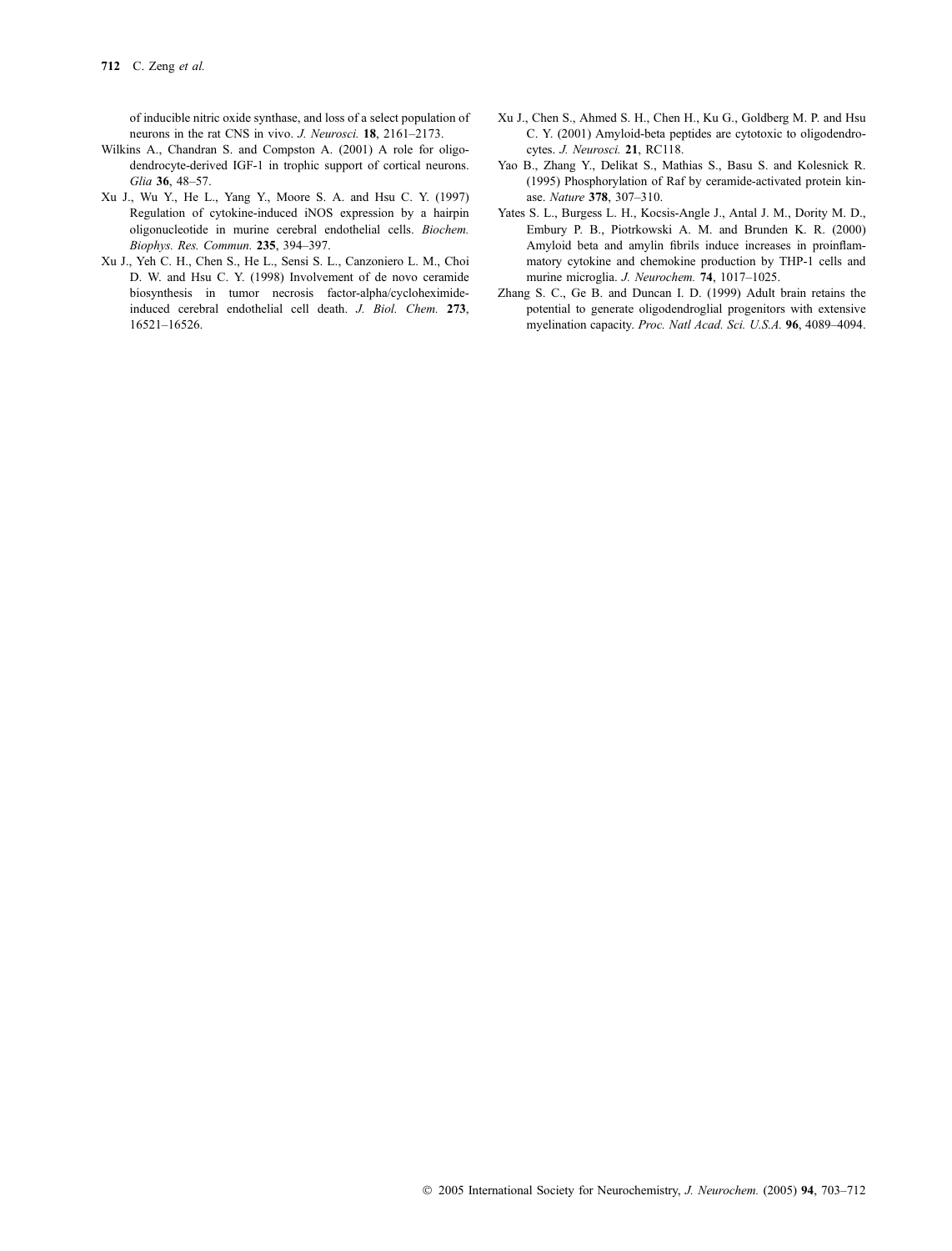of inducible nitric oxide synthase, and loss of a select population of neurons in the rat CNS in vivo. *J. Neurosci.* **18**, 2161–2173.

Wilkins A., Chandran S. and Compston A. (2001) A role for oligodendrocyte-derived IGF-1 in trophic support of cortical neurons. *Glia* **36**, 48–57.

Xu J., Wu Y., He L., Yang Y., Moore S. A. and Hsu C. Y. (1997) Regulation of cytokine-induced iNOS expression by a hairpin oligonucleotide in murine cerebral endothelial cells. *Biochem. Biophys. Res. Commun.* **235**, 394–397.

Xu J., Yeh C. H., Chen S., He L., Sensi S. L., Canzoniero L. M., Choi D. W. and Hsu C. Y. (1998) Involvement of de novo ceramide biosynthesis in tumor necrosis factor-alpha/cycloheximide-induced cerebral endothelial cell death. *J. Biol. Chem.* **273**, 16521–16526.

Xu J., Chen S., Ahmed S. H., Chen H., Ku G., Goldberg M. P. and Hsu C. Y. (2001) Amyloid-beta peptides are cytotoxic to oligodendrocytes. *J. Neurosci.* **21**, RC118.

Yao B., Zhang Y., Delikat S., Mathias S., Basu S. and Kolesnick R. (1995) Phosphorylation of Raf by ceramide-activated protein kinase. *Nature* **378**, 307–310.

Yates S. L., Burgess L. H., Kocsis-Angle J., Antal J. M., Dority M. D., Embury P. B., Piotrkowski A. M. and Brunden K. R. (2000) Amyloid beta and amylin fibrils induce increases in proinflammatory cytokine and chemokine production by THP-1 cells and murine microglia. *J. Neurochem.* **74**, 1017–1025.

Zhang S. C., Ge B. and Duncan I. D. (1999) Adult brain retains the potential to generate oligodendroglial progenitors with extensive myelination capacity. *Proc. Natl Acad. Sci. U.S.A.* **96**, 4089–4094.